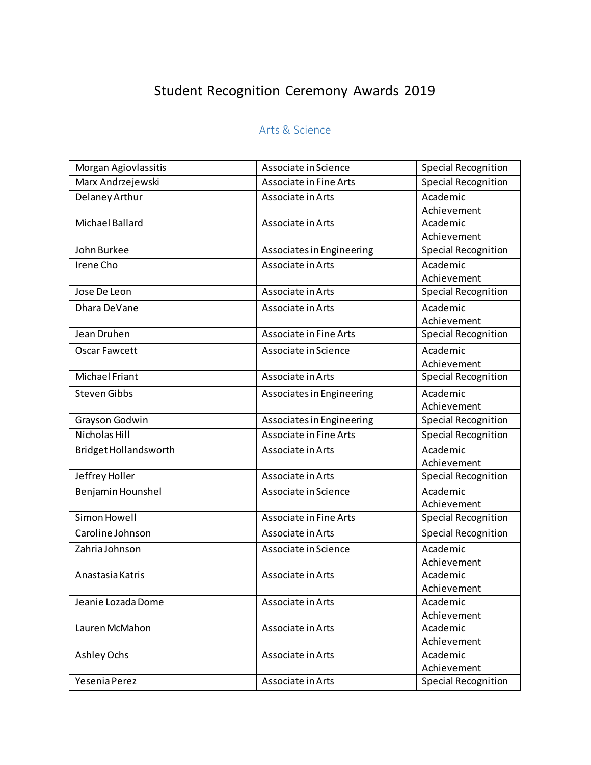# Student Recognition Ceremony Awards 2019

## Arts & Science

| | | |
|---|---|---|
| Morgan Agiovlassitis | Associate in Science | Special Recognition |
| Marx Andrzejewski | Associate in Fine Arts | Special Recognition |
| Delaney Arthur | Associate in Arts | Academic Achievement |
| Michael Ballard | Associate in Arts | Academic Achievement |
| John Burkee | Associates in Engineering | Special Recognition |
| Irene Cho | Associate in Arts | Academic Achievement |
| Jose De Leon | Associate in Arts | Special Recognition |
| Dhara DeVane | Associate in Arts | Academic Achievement |
| Jean Druhen | Associate in Fine Arts | Special Recognition |
| Oscar Fawcett | Associate in Science | Academic Achievement |
| Michael Friant | Associate in Arts | Special Recognition |
| Steven Gibbs | Associates in Engineering | Academic Achievement |
| Grayson Godwin | Associates in Engineering | Special Recognition |
| Nicholas Hill | Associate in Fine Arts | Special Recognition |
| Bridget Hollandsworth | Associate in Arts | Academic Achievement |
| Jeffrey Holler | Associate in Arts | Special Recognition |
| Benjamin Hounshel | Associate in Science | Academic Achievement |
| Simon Howell | Associate in Fine Arts | Special Recognition |
| Caroline Johnson | Associate in Arts | Special Recognition |
| Zahria Johnson | Associate in Science | Academic Achievement |
| Anastasia Katris | Associate in Arts | Academic Achievement |
| Jeanie Lozada Dome | Associate in Arts | Academic Achievement |
| Lauren McMahon | Associate in Arts | Academic Achievement |
| Ashley Ochs | Associate in Arts | Academic Achievement |
| Yesenia Perez | Associate in Arts | Special Recognition |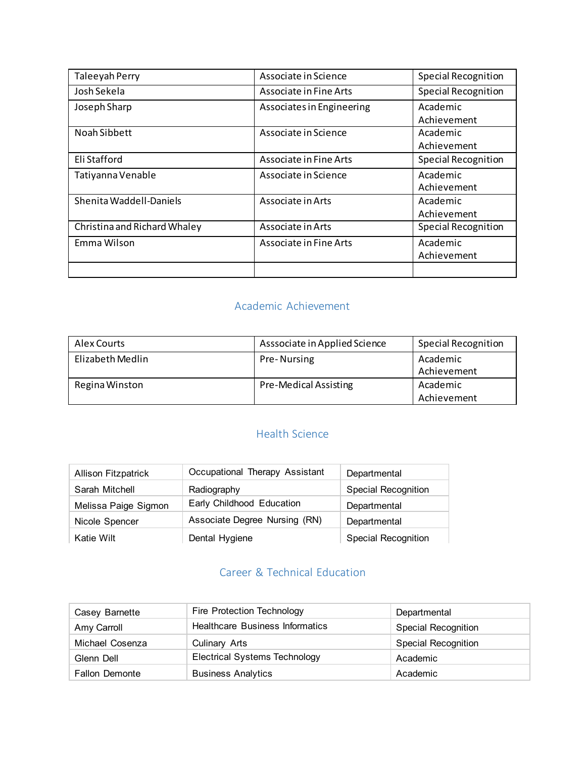| | | |
|---|---|---|
| Taleeyah Perry | Associate in Science | Special Recognition |
| Josh Sekela | Associate in Fine Arts | Special Recognition |
| Joseph Sharp | Associates in Engineering | Academic Achievement |
| Noah Sibbett | Associate in Science | Academic Achievement |
| Eli Stafford | Associate in Fine Arts | Special Recognition |
| Tatiyanna Venable | Associate in Science | Academic Achievement |
| Shenita Waddell-Daniels | Associate in Arts | Academic Achievement |
| Christina and Richard Whaley | Associate in Arts | Special Recognition |
| Emma Wilson | Associate in Fine Arts | Academic Achievement |
| | | |

## Academic Achievement

| | | |
|---|---|---|
| Alex Courts | Asssociate in Applied Science | Special Recognition |
| Elizabeth Medlin | Pre- Nursing | Academic Achievement |
| Regina Winston | Pre-Medical Assisting | Academic Achievement |

## Health Science

| | | |
|---|---|---|
| Allison Fitzpatrick | Occupational Therapy Assistant | Departmental |
| Sarah Mitchell | Radiography | Special Recognition |
| Melissa Paige Sigmon | Early Childhood Education | Departmental |
| Nicole Spencer | Associate Degree Nursing (RN) | Departmental |
| Katie Wilt | Dental Hygiene | Special Recognition |

## Career & Technical Education

| | | |
|---|---|---|
| Casey Barnette | Fire Protection Technology | Departmental |
| Amy Carroll | Healthcare Business Informatics | Special Recognition |
| Michael Cosenza | Culinary Arts | Special Recognition |
| Glenn Dell | Electrical Systems Technology | Academic |
| Fallon Demonte | Business Analytics | Academic |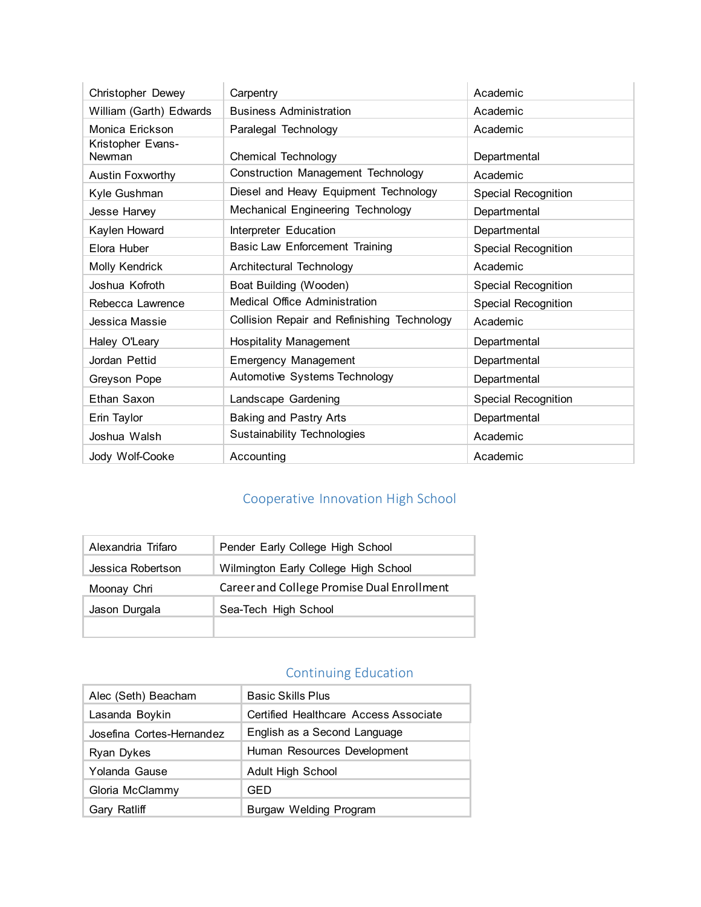| | | |
|---|---|---|
| Christopher Dewey | Carpentry | Academic |
| William (Garth) Edwards | Business Administration | Academic |
| Monica Erickson | Paralegal Technology | Academic |
| Kristopher Evans-Newman | Chemical Technology | Departmental |
| Austin Foxworthy | Construction Management Technology | Academic |
| Kyle Gushman | Diesel and Heavy Equipment Technology | Special Recognition |
| Jesse Harvey | Mechanical Engineering Technology | Departmental |
| Kaylen Howard | Interpreter Education | Departmental |
| Elora Huber | Basic Law Enforcement Training | Special Recognition |
| Molly Kendrick | Architectural Technology | Academic |
| Joshua Kofroth | Boat Building (Wooden) | Special Recognition |
| Rebecca Lawrence | Medical Office Administration | Special Recognition |
| Jessica Massie | Collision Repair and Refinishing Technology | Academic |
| Haley O'Leary | Hospitality Management | Departmental |
| Jordan Pettid | Emergency Management | Departmental |
| Greyson Pope | Automotive Systems Technology | Departmental |
| Ethan Saxon | Landscape Gardening | Special Recognition |
| Erin Taylor | Baking and Pastry Arts | Departmental |
| Joshua Walsh | Sustainability Technologies | Academic |
| Jody Wolf-Cooke | Accounting | Academic |

## Cooperative Innovation High School

| | |
|---|---|
| Alexandria Trifaro | Pender Early College High School |
| Jessica Robertson | Wilmington Early College High School |
| Moonay Chri | Career and College Promise Dual Enrollment |
| Jason Durgala | Sea-Tech High School |
| | |

## Continuing Education

| | |
|---|---|
| Alec (Seth) Beacham | Basic Skills Plus |
| Lasanda Boykin | Certified Healthcare Access Associate |
| Josefina Cortes-Hernandez | English as a Second Language |
| Ryan Dykes | Human Resources Development |
| Yolanda Gause | Adult High School |
| Gloria McClammy | GED |
| Gary Ratliff | Burgaw Welding Program |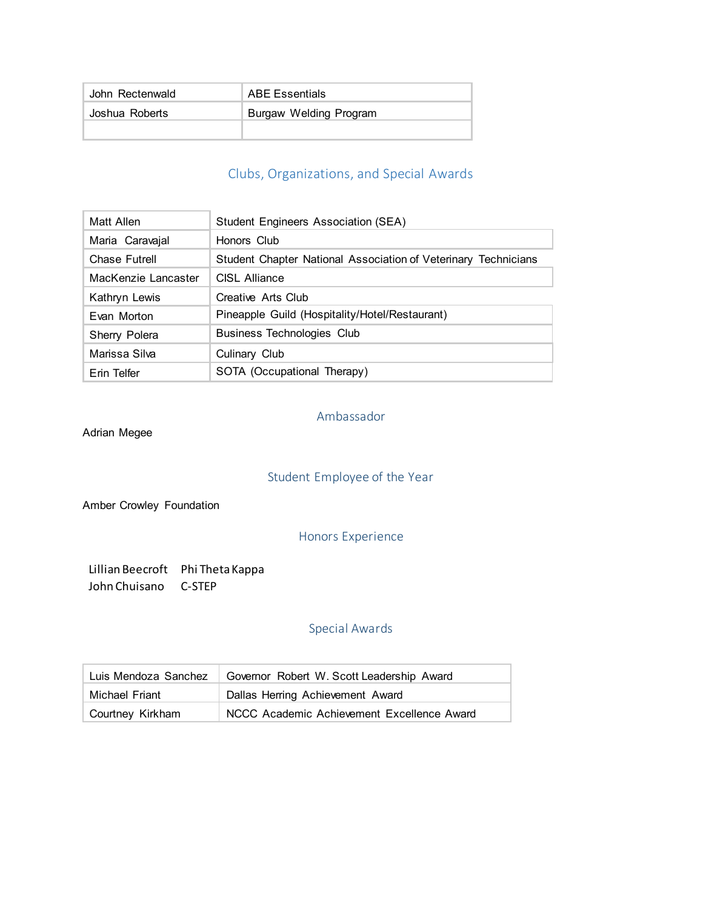| | |
|---|---|
| John Rectenwald | ABE Essentials |
| Joshua Roberts | Burgaw Welding Program |
| | |

## Clubs, Organizations, and Special Awards

| | |
|---|---|
| Matt Allen | Student Engineers Association (SEA) |
| Maria Caravajal | Honors Club |
| Chase Futrell | Student Chapter National Association of Veterinary Technicians |
| MacKenzie Lancaster | CISL Alliance |
| Kathryn Lewis | Creative Arts Club |
| Evan Morton | Pineapple Guild (Hospitality/Hotel/Restaurant) |
| Sherry Polera | Business Technologies Club |
| Marissa Silva | Culinary Club |
| Erin Telfer | SOTA (Occupational Therapy) |

## Ambassador

Adrian Megee

## Student Employee of the Year

Amber Crowley Foundation

## Honors Experience

| | |
|---|---|
| Lillian Beecroft | Phi Theta Kappa |
| John Chuisano | C-STEP |

## Special Awards

| | |
|---|---|
| Luis Mendoza Sanchez | Governor Robert W. Scott Leadership Award |
| Michael Friant | Dallas Herring Achievement Award |
| Courtney Kirkham | NCCC Academic Achievement Excellence Award |